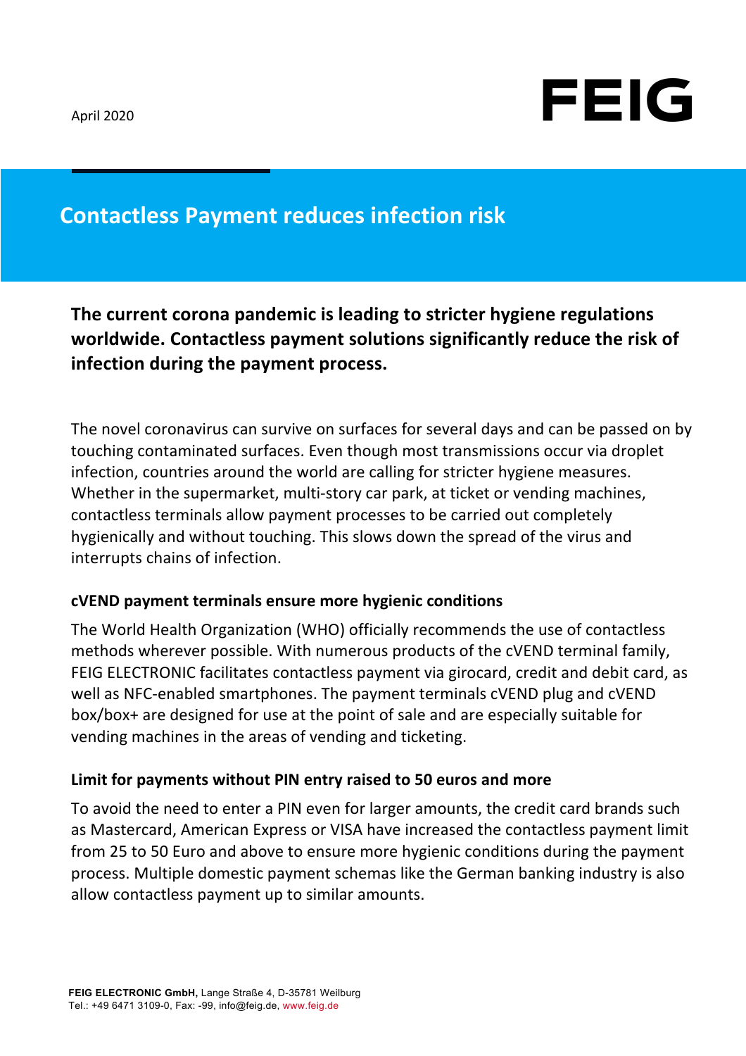April 2020

FEIG

# Contactless Payment reduces infection risk

**The current corona pandemic is leading to stricter hygiene regulations worldwide. Contactless payment solutions significantly reduce the risk of infection during the payment process.**

The novel coronavirus can survive on surfaces for several days and can be passed on by touching contaminated surfaces. Even though most transmissions occur via droplet infection, countries around the world are calling for stricter hygiene measures. Whether in the supermarket, multi-story car park, at ticket or vending machines, contactless terminals allow payment processes to be carried out completely hygienically and without touching. This slows down the spread of the virus and interrupts chains of infection.

### cVEND payment terminals ensure more hygienic conditions

The World Health Organization (WHO) officially recommends the use of contactless methods wherever possible. With numerous products of the cVEND terminal family, FEIG ELECTRONIC facilitates contactless payment via girocard, credit and debit card, as well as NFC-enabled smartphones. The payment terminals cVEND plug and cVEND box/box+ are designed for use at the point of sale and are especially suitable for vending machines in the areas of vending and ticketing.

### Limit for payments without PIN entry raised to 50 euros and more

To avoid the need to enter a PIN even for larger amounts, the credit card brands such as Mastercard, American Express or VISA have increased the contactless payment limit from 25 to 50 Euro and above to ensure more hygienic conditions during the payment process. Multiple domestic payment schemas like the German banking industry is also allow contactless payment up to similar amounts.

**FEIG ELECTRONIC GmbH,** Lange Straße 4, D-35781 Weilburg
Tel.: +49 6471 3109-0, Fax: -99, info@feig.de, www.feig.de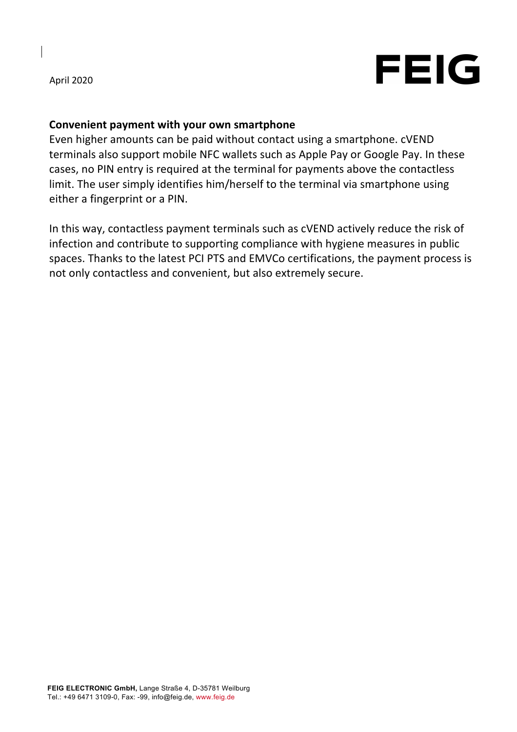### Convenient payment with your own smartphone

Even higher amounts can be paid without contact using a smartphone. cVEND terminals also support mobile NFC wallets such as Apple Pay or Google Pay. In these cases, no PIN entry is required at the terminal for payments above the contactless limit. The user simply identifies him/herself to the terminal via smartphone using either a fingerprint or a PIN.

In this way, contactless payment terminals such as cVEND actively reduce the risk of infection and contribute to supporting compliance with hygiene measures in public spaces. Thanks to the latest PCI PTS and EMVCo certifications, the payment process is not only contactless and convenient, but also extremely secure.